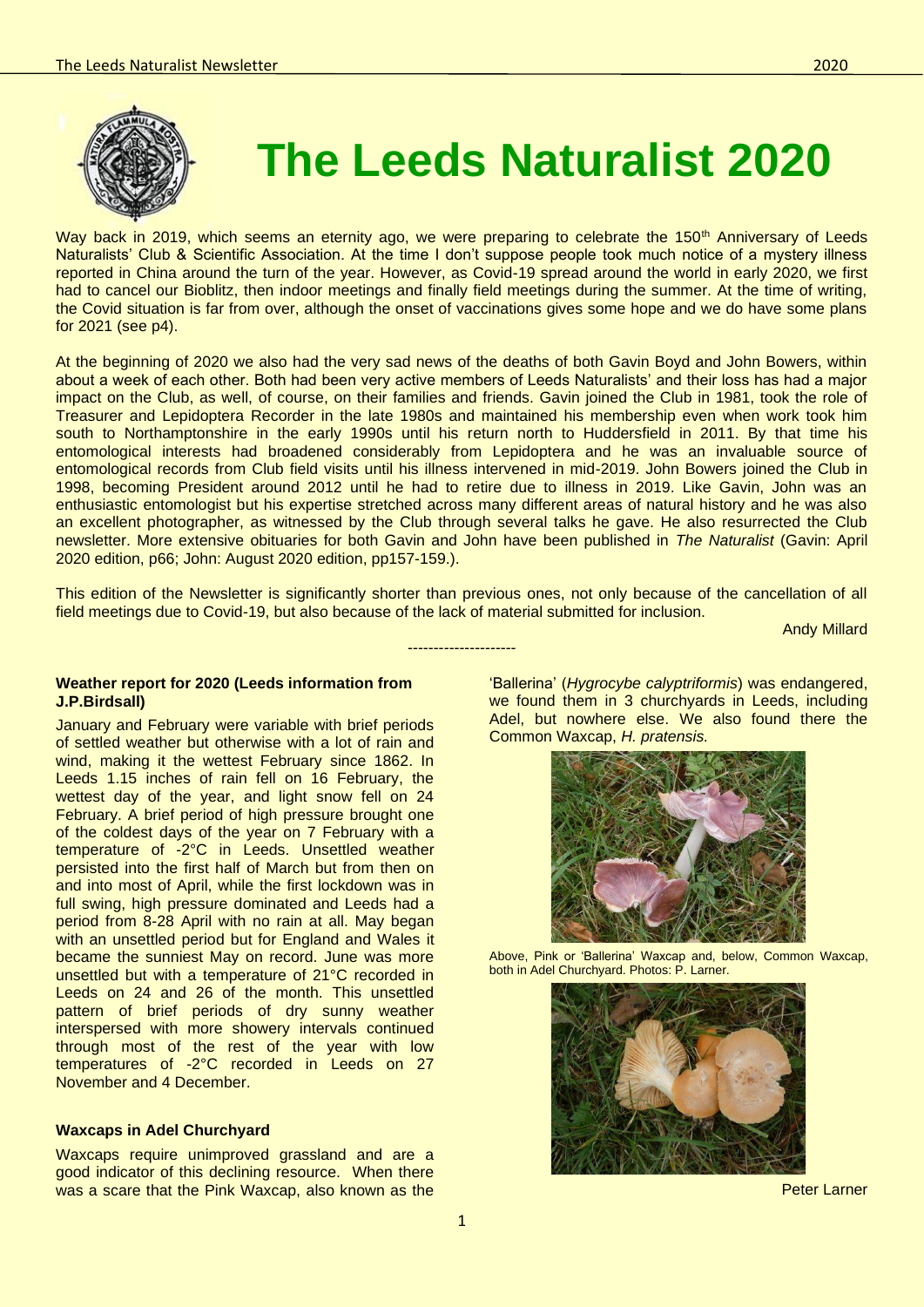# The Leeds Naturalist 2020

Way back in 2019, which seems an eternity ago, we were preparing to celebrate the 150th Anniversary of Leeds Naturalists' Club & Scientific Association. At the time I don't suppose people took much notice of a mystery illness reported in China around the turn of the year. However, as Covid-19 spread around the world in early 2020, we first had to cancel our Bioblitz, then indoor meetings and finally field meetings during the summer. At the time of writing, the Covid situation is far from over, although the onset of vaccinations gives some hope and we do have some plans for 2021 (see p4).

At the beginning of 2020 we also had the very sad news of the deaths of both Gavin Boyd and John Bowers, within about a week of each other. Both had been very active members of Leeds Naturalists' and their loss has had a major impact on the Club, as well, of course, on their families and friends. Gavin joined the Club in 1981, took the role of Treasurer and Lepidoptera Recorder in the late 1980s and maintained his membership even when work took him south to Northamptonshire in the early 1990s until his return north to Huddersfield in 2011. By that time his entomological interests had broadened considerably from Lepidoptera and he was an invaluable source of entomological records from Club field visits until his illness intervened in mid-2019. John Bowers joined the Club in 1998, becoming President around 2012 until he had to retire due to illness in 2019. Like Gavin, John was an enthusiastic entomologist but his expertise stretched across many different areas of natural history and he was also an excellent photographer, as witnessed by the Club through several talks he gave. He also resurrected the Club newsletter. More extensive obituaries for both Gavin and John have been published in *The Naturalist* (Gavin: April 2020 edition, p66; John: August 2020 edition, pp157-159.).

This edition of the Newsletter is significantly shorter than previous ones, not only because of the cancellation of all field meetings due to Covid-19, but also because of the lack of material submitted for inclusion.

Andy Millard

---------------------

**Weather report for 2020 (Leeds information from J.P.Birdsall)**

January and February were variable with brief periods of settled weather but otherwise with a lot of rain and wind, making it the wettest February since 1862. In Leeds 1.15 inches of rain fell on 16 February, the wettest day of the year, and light snow fell on 24 February. A brief period of high pressure brought one of the coldest days of the year on 7 February with a temperature of -2°C in Leeds. Unsettled weather persisted into the first half of March but from then on and into most of April, while the first lockdown was in full swing, high pressure dominated and Leeds had a period from 8-28 April with no rain at all. May began with an unsettled period but for England and Wales it became the sunniest May on record. June was more unsettled but with a temperature of 21°C recorded in Leeds on 24 and 26 of the month. This unsettled pattern of brief periods of dry sunny weather interspersed with more showery intervals continued through most of the rest of the year with low temperatures of -2°C recorded in Leeds on 27 November and 4 December.

**Waxcaps in Adel Churchyard**

Waxcaps require unimproved grassland and are a good indicator of this declining resource. When there was a scare that the Pink Waxcap, also known as the 'Ballerina' (*Hygrocybe calyptriformis*) was endangered, we found them in 3 churchyards in Leeds, including Adel, but nowhere else. We also found there the Common Waxcap, *H. pratensis.*

Above, Pink or 'Ballerina' Waxcap and, below, Common Waxcap, both in Adel Churchyard. Photos: P. Larner.

Peter Larner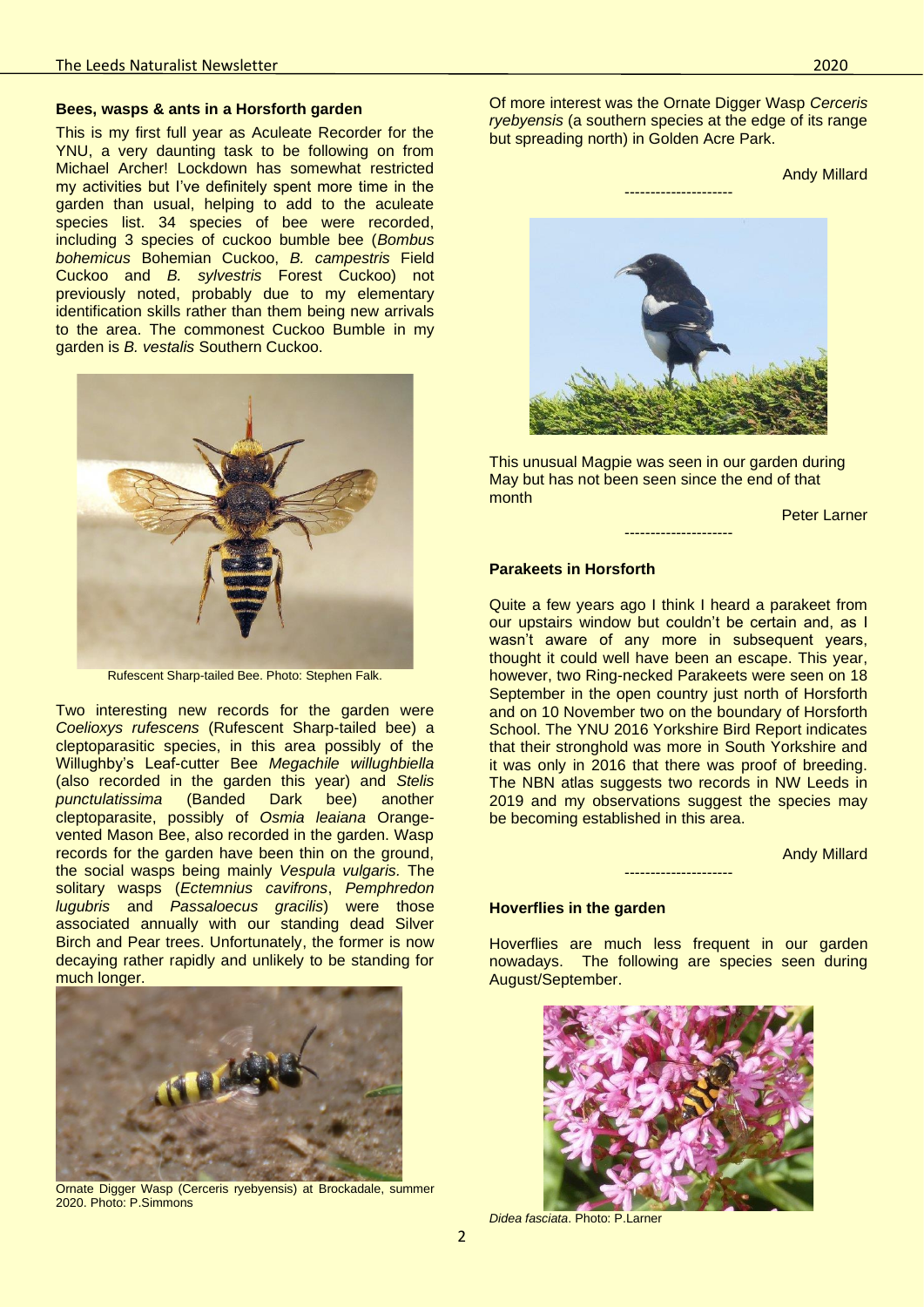**Bees, wasps & ants in a Horsforth garden**

This is my first full year as Aculeate Recorder for the YNU, a very daunting task to be following on from Michael Archer! Lockdown has somewhat restricted my activities but I've definitely spent more time in the garden than usual, helping to add to the aculeate species list. 34 species of bee were recorded, including 3 species of cuckoo bumble bee (*Bombus bohemicus* Bohemian Cuckoo, *B. campestris* Field Cuckoo and *B. sylvestris* Forest Cuckoo) not previously noted, probably due to my elementary identification skills rather than them being new arrivals to the area. The commonest Cuckoo Bumble in my garden is *B. vestalis* Southern Cuckoo.

Rufescent Sharp-tailed Bee. Photo: Stephen Falk.

Two interesting new records for the garden were *Coelioxys rufescens* (Rufescent Sharp-tailed bee) a cleptoparasitic species, in this area possibly of the Willughby's Leaf-cutter Bee *Megachile willughbiella* (also recorded in the garden this year) and *Stelis punctulatissima* (Banded Dark bee) another cleptoparasite, possibly of *Osmia leaiana* Orange-vented Mason Bee, also recorded in the garden. Wasp records for the garden have been thin on the ground, the social wasps being mainly *Vespula vulgaris*. The solitary wasps (*Ectemnius cavifrons*, *Pemphredon lugubris* and *Passaloecus gracilis*) were those associated annually with our standing dead Silver Birch and Pear trees. Unfortunately, the former is now decaying rather rapidly and unlikely to be standing for much longer.

Ornate Digger Wasp (Cerceris ryebyensis) at Brockadale, summer 2020. Photo: P.Simmons

Of more interest was the Ornate Digger Wasp *Cerceris ryebyensis* (a southern species at the edge of its range but spreading north) in Golden Acre Park.

Andy Millard

---------------------

This unusual Magpie was seen in our garden during May but has not been seen since the end of that month

Peter Larner

---------------------

**Parakeets in Horsforth**

Quite a few years ago I think I heard a parakeet from our upstairs window but couldn't be certain and, as I wasn't aware of any more in subsequent years, thought it could well have been an escape. This year, however, two Ring-necked Parakeets were seen on 18 September in the open country just north of Horsforth and on 10 November two on the boundary of Horsforth School. The YNU 2016 Yorkshire Bird Report indicates that their stronghold was more in South Yorkshire and it was only in 2016 that there was proof of breeding. The NBN atlas suggests two records in NW Leeds in 2019 and my observations suggest the species may be becoming established in this area.

Andy Millard

---------------------

**Hoverflies in the garden**

Hoverflies are much less frequent in our garden nowadays. The following are species seen during August/September.

*Didea fasciata*. Photo: P.Larner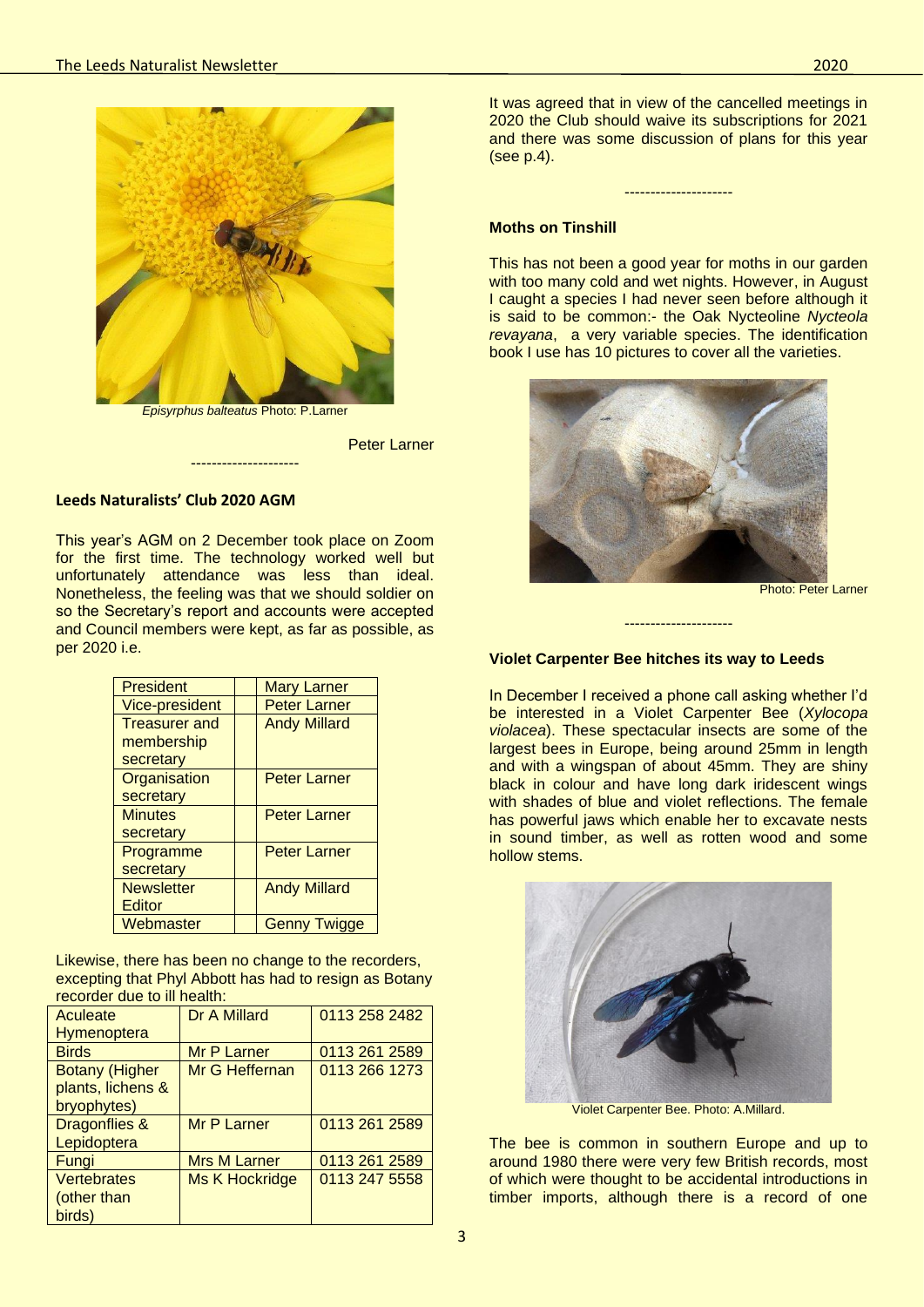*Episyrphus balteatus* Photo: P.Larner

Peter Larner

---------------------

**Leeds Naturalists' Club 2020 AGM**

This year's AGM on 2 December took place on Zoom for the first time. The technology worked well but unfortunately attendance was less than ideal. Nonetheless, the feeling was that we should soldier on so the Secretary's report and accounts were accepted and Council members were kept, as far as possible, as per 2020 i.e.

| President | Mary Larner |
|---|---|
| Vice-president | Peter Larner |
| Treasurer and membership secretary | Andy Millard |
| Organisation secretary | Peter Larner |
| Minutes secretary | Peter Larner |
| Programme secretary | Peter Larner |
| Newsletter Editor | Andy Millard |
| Webmaster | Genny Twigge |

Likewise, there has been no change to the recorders, excepting that Phyl Abbott has had to resign as Botany recorder due to ill health:

| Aculeate Hymenoptera | Dr A Millard | 0113 258 2482 |
|---|---|---|
| Birds | Mr P Larner | 0113 261 2589 |
| Botany (Higher plants, lichens & bryophytes) | Mr G Heffernan | 0113 266 1273 |
| Dragonflies & Lepidoptera | Mr P Larner | 0113 261 2589 |
| Fungi | Mrs M Larner | 0113 261 2589 |
| Vertebrates (other than birds) | Ms K Hockridge | 0113 247 5558 |

It was agreed that in view of the cancelled meetings in 2020 the Club should waive its subscriptions for 2021 and there was some discussion of plans for this year (see p.4).

---------------------

**Moths on Tinshill**

This has not been a good year for moths in our garden with too many cold and wet nights. However, in August I caught a species I had never seen before although it is said to be common:- the Oak Nycteoline *Nycteola revayana*, a very variable species. The identification book I use has 10 pictures to cover all the varieties.

Photo: Peter Larner

---------------------

**Violet Carpenter Bee hitches its way to Leeds**

In December I received a phone call asking whether I'd be interested in a Violet Carpenter Bee (*Xylocopa violacea*). These spectacular insects are some of the largest bees in Europe, being around 25mm in length and with a wingspan of about 45mm. They are shiny black in colour and have long dark iridescent wings with shades of blue and violet reflections. The female has powerful jaws which enable her to excavate nests in sound timber, as well as rotten wood and some hollow stems.

Violet Carpenter Bee. Photo: A.Millard.

The bee is common in southern Europe and up to around 1980 there were very few British records, most of which were thought to be accidental introductions in timber imports, although there is a record of one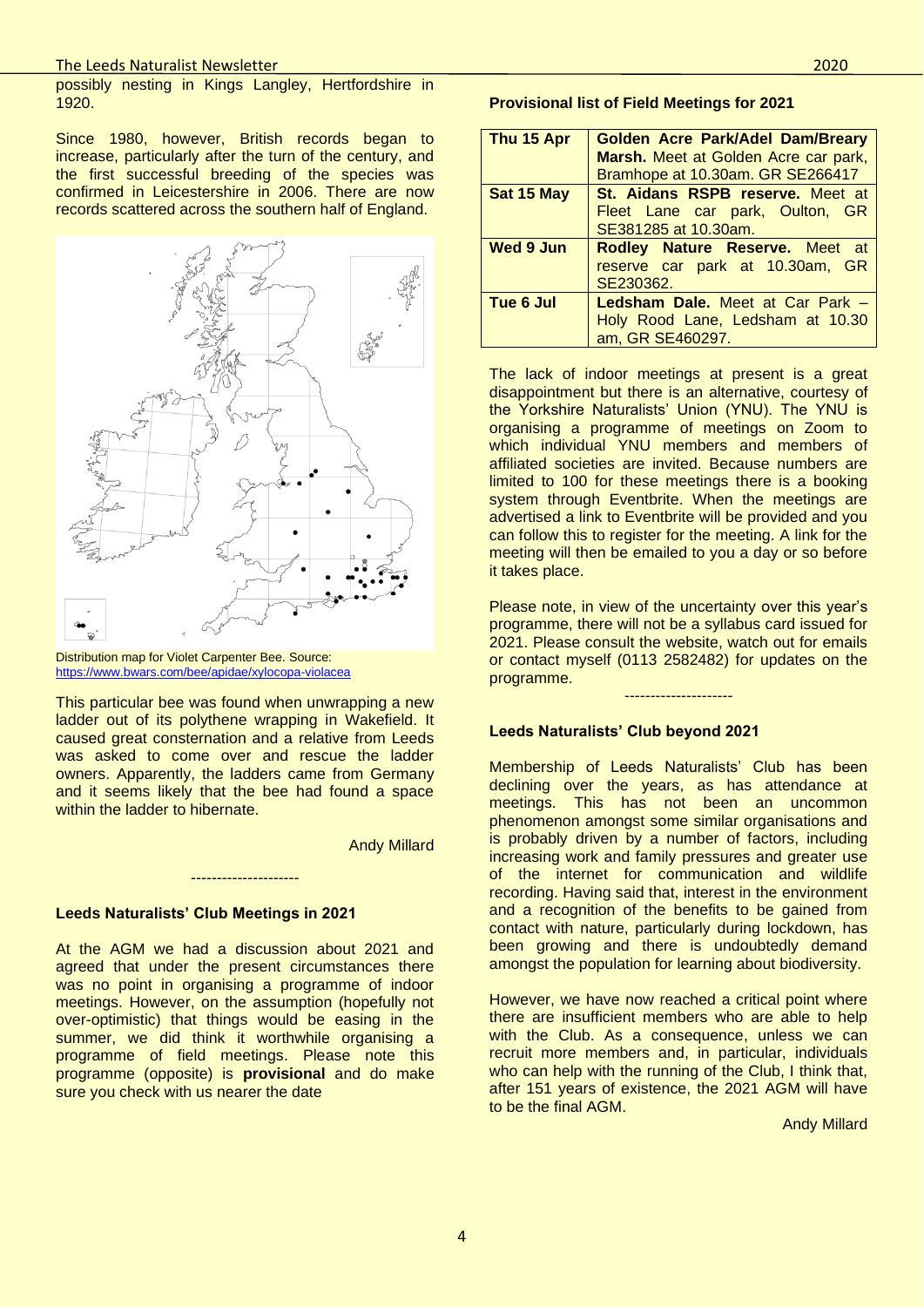possibly nesting in Kings Langley, Hertfordshire in 1920.

Since 1980, however, British records began to increase, particularly after the turn of the century, and the first successful breeding of the species was confirmed in Leicestershire in 2006. There are now records scattered across the southern half of England.

Distribution map for Violet Carpenter Bee. Source: https://www.bwars.com/bee/apidae/xylocopa-violacea

This particular bee was found when unwrapping a new ladder out of its polythene wrapping in Wakefield. It caused great consternation and a relative from Leeds was asked to come over and rescue the ladder owners. Apparently, the ladders came from Germany and it seems likely that the bee had found a space within the ladder to hibernate.

Andy Millard

---------------------

### Leeds Naturalists' Club Meetings in 2021

At the AGM we had a discussion about 2021 and agreed that under the present circumstances there was no point in organising a programme of indoor meetings. However, on the assumption (hopefully not over-optimistic) that things would be easing in the summer, we did think it worthwhile organising a programme of field meetings. Please note this programme (opposite) is **provisional** and do make sure you check with us nearer the date

### Provisional list of Field Meetings for 2021

| | |
|---|---|
| **Thu 15 Apr** | **Golden Acre Park/Adel Dam/Breary Marsh.** Meet at Golden Acre car park, Bramhope at 10.30am. GR SE266417 |
| **Sat 15 May** | **St. Aidans RSPB reserve.** Meet at Fleet Lane car park, Oulton, GR SE381285 at 10.30am. |
| **Wed 9 Jun** | **Rodley Nature Reserve.** Meet at reserve car park at 10.30am, GR SE230362. |
| **Tue 6 Jul** | **Ledsham Dale.** Meet at Car Park – Holy Rood Lane, Ledsham at 10.30 am, GR SE460297. |

The lack of indoor meetings at present is a great disappointment but there is an alternative, courtesy of the Yorkshire Naturalists' Union (YNU). The YNU is organising a programme of meetings on Zoom to which individual YNU members and members of affiliated societies are invited. Because numbers are limited to 100 for these meetings there is a booking system through Eventbrite. When the meetings are advertised a link to Eventbrite will be provided and you can follow this to register for the meeting. A link for the meeting will then be emailed to you a day or so before it takes place.

Please note, in view of the uncertainty over this year's programme, there will not be a syllabus card issued for 2021. Please consult the website, watch out for emails or contact myself (0113 2582482) for updates on the programme.

---------------------

### Leeds Naturalists' Club beyond 2021

Membership of Leeds Naturalists' Club has been declining over the years, as has attendance at meetings. This has not been an uncommon phenomenon amongst some similar organisations and is probably driven by a number of factors, including increasing work and family pressures and greater use of the internet for communication and wildlife recording. Having said that, interest in the environment and a recognition of the benefits to be gained from contact with nature, particularly during lockdown, has been growing and there is undoubtedly demand amongst the population for learning about biodiversity.

However, we have now reached a critical point where there are insufficient members who are able to help with the Club. As a consequence, unless we can recruit more members and, in particular, individuals who can help with the running of the Club, I think that, after 151 years of existence, the 2021 AGM will have to be the final AGM.

Andy Millard